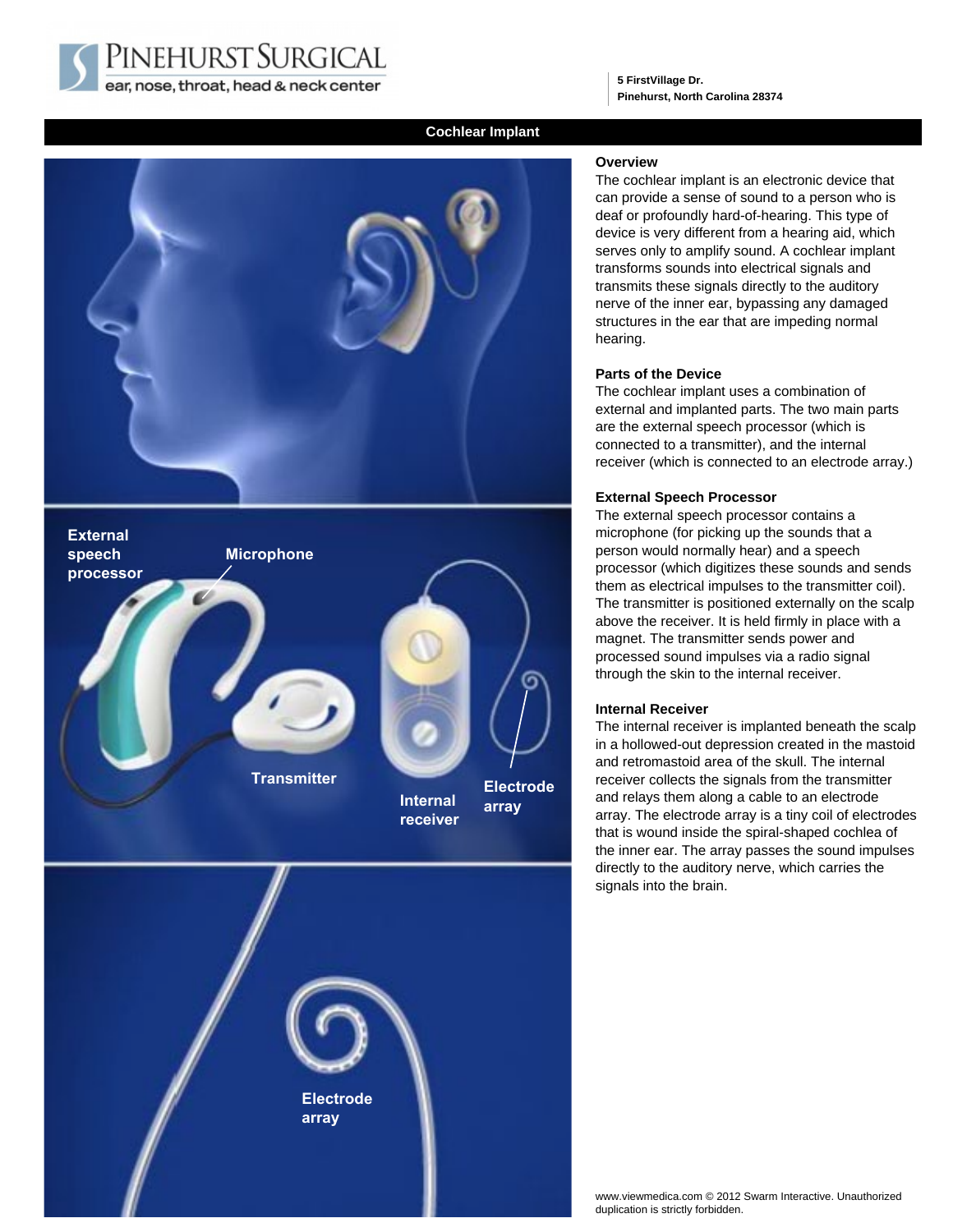# Pinehurst Surgical

ear, nose, throat, head & neck center

5 FirstVillage Dr.
Pinehurst, North Carolina 28374

## Cochlear Implant

External speech processor

Microphone

Transmitter

Internal receiver

Electrode array

Electrode array

### Overview

The cochlear implant is an electronic device that can provide a sense of sound to a person who is deaf or profoundly hard-of-hearing. This type of device is very different from a hearing aid, which serves only to amplify sound. A cochlear implant transforms sounds into electrical signals and transmits these signals directly to the auditory nerve of the inner ear, bypassing any damaged structures in the ear that are impeding normal hearing.

### Parts of the Device

The cochlear implant uses a combination of external and implanted parts. The two main parts are the external speech processor (which is connected to a transmitter), and the internal receiver (which is connected to an electrode array.)

### External Speech Processor

The external speech processor contains a microphone (for picking up the sounds that a person would normally hear) and a speech processor (which digitizes these sounds and sends them as electrical impulses to the transmitter coil). The transmitter is positioned externally on the scalp above the receiver. It is held firmly in place with a magnet. The transmitter sends power and processed sound impulses via a radio signal through the skin to the internal receiver.

### Internal Receiver

The internal receiver is implanted beneath the scalp in a hollowed-out depression created in the mastoid and retromastoid area of the skull. The internal receiver collects the signals from the transmitter and relays them along a cable to an electrode array. The electrode array is a tiny coil of electrodes that is wound inside the spiral-shaped cochlea of the inner ear. The array passes the sound impulses directly to the auditory nerve, which carries the signals into the brain.

www.viewmedica.com © 2012 Swarm Interactive. Unauthorized duplication is strictly forbidden.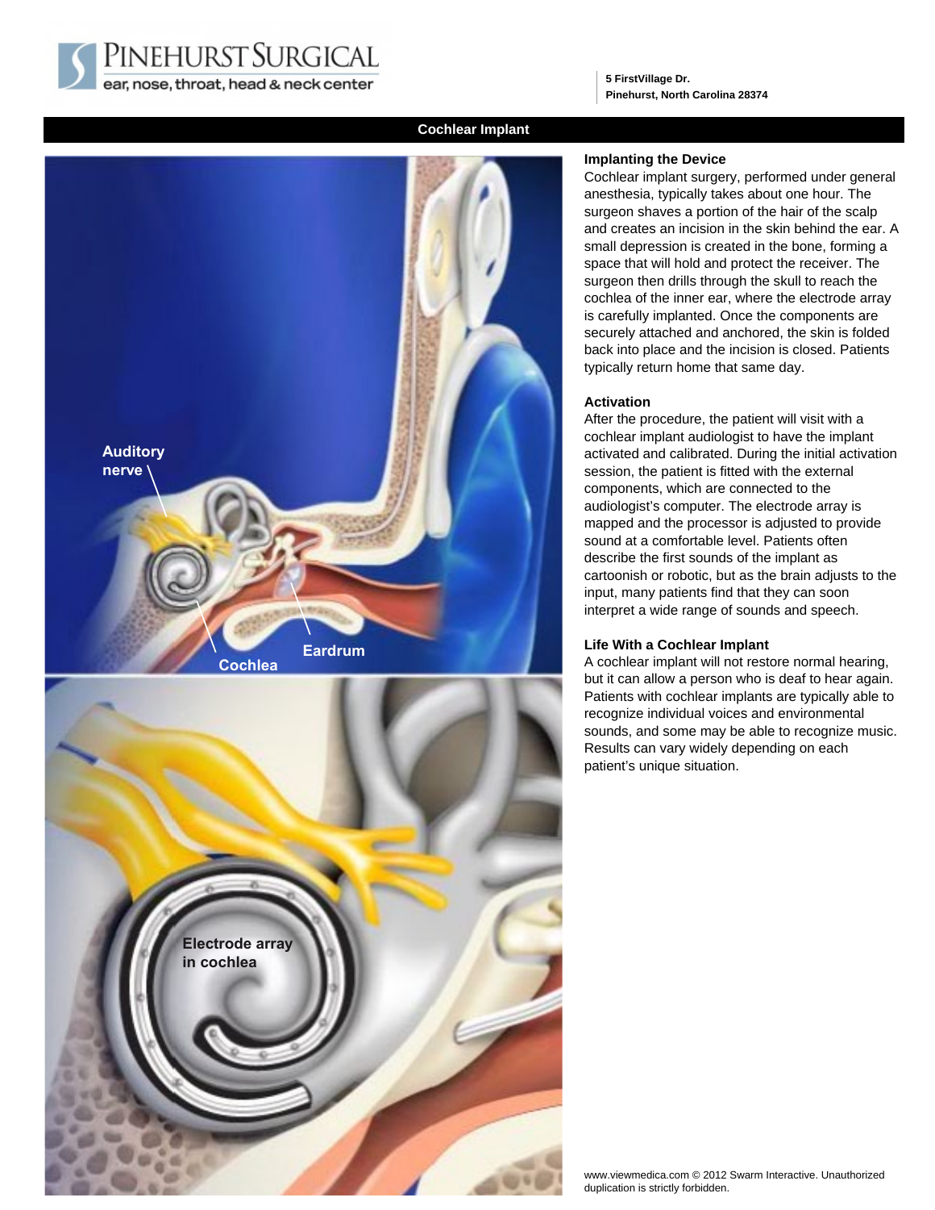5 FirstVillage Dr.
Pinehurst, North Carolina 28374

# Cochlear Implant

Auditory nerve

Cochlea

Eardrum

Electrode array in cochlea

### Implanting the Device

Cochlear implant surgery, performed under general anesthesia, typically takes about one hour. The surgeon shaves a portion of the hair of the scalp and creates an incision in the skin behind the ear. A small depression is created in the bone, forming a space that will hold and protect the receiver. The surgeon then drills through the skull to reach the cochlea of the inner ear, where the electrode array is carefully implanted. Once the components are securely attached and anchored, the skin is folded back into place and the incision is closed. Patients typically return home that same day.

### Activation

After the procedure, the patient will visit with a cochlear implant audiologist to have the implant activated and calibrated. During the initial activation session, the patient is fitted with the external components, which are connected to the audiologist's computer. The electrode array is mapped and the processor is adjusted to provide sound at a comfortable level. Patients often describe the first sounds of the implant as cartoonish or robotic, but as the brain adjusts to the input, many patients find that they can soon interpret a wide range of sounds and speech.

### Life With a Cochlear Implant

A cochlear implant will not restore normal hearing, but it can allow a person who is deaf to hear again. Patients with cochlear implants are typically able to recognize individual voices and environmental sounds, and some may be able to recognize music. Results can vary widely depending on each patient's unique situation.

www.viewmedica.com © 2012 Swarm Interactive. Unauthorized duplication is strictly forbidden.